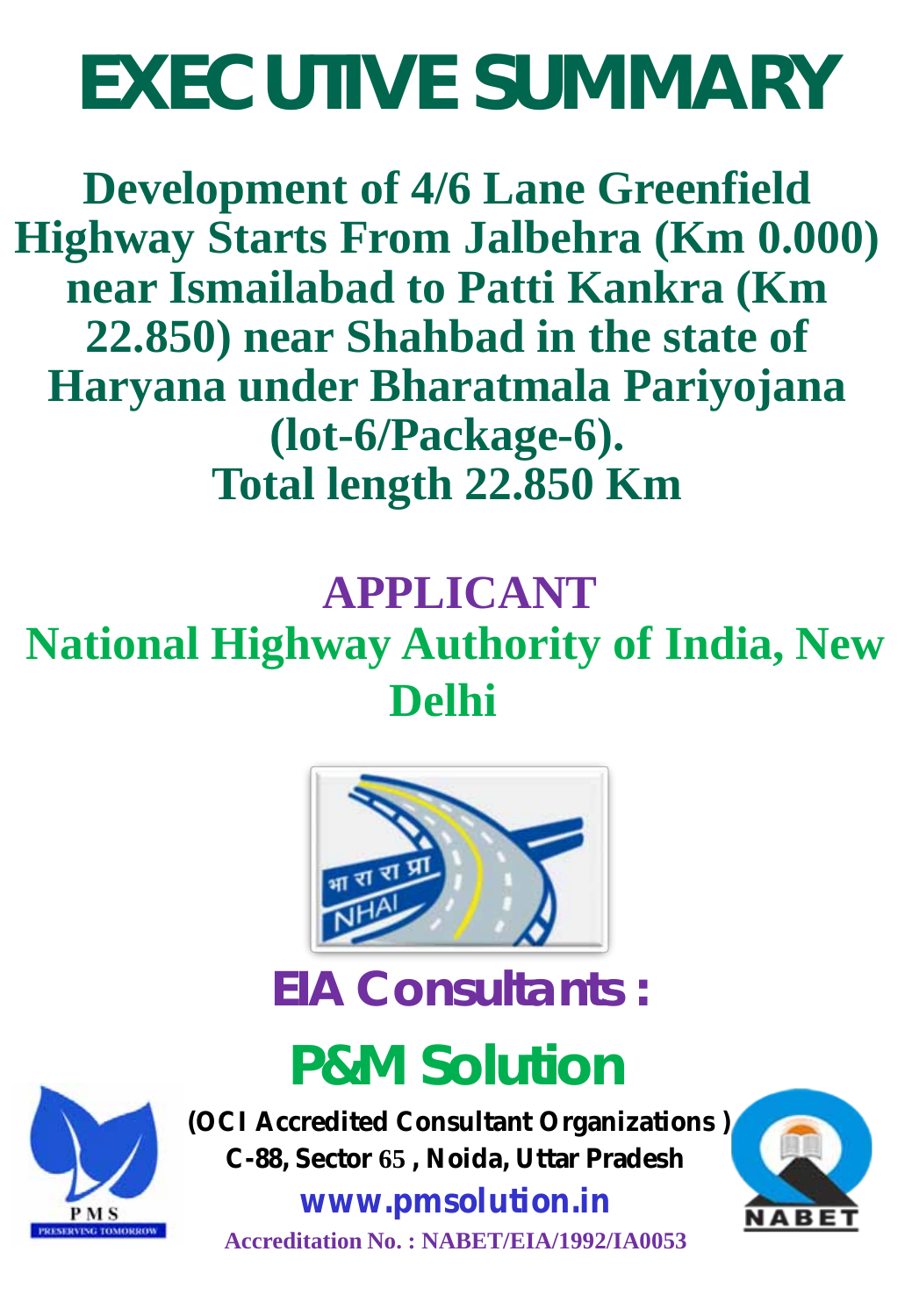# EXECUTIVE SUMMARY

## Development of 4/6 Lane Greenfield Highway Starts From Jalbehra (Km 0.000) near Ismailabad to Patti Kankra (Km 22.850) near Shahbad in the state of Haryana under Bharatmala Pariyojana (lot-6/Package-6).

## Total length 22.850 Km

### APPLICANT

### National Highway Authority of India, New Delhi

### EIA Consultants :

### P&M Solution

**(OCI Accredited Consultant Organizations )**

**C-88, Sector 65 , Noida, Uttar Pradesh**

**www.pmsolution.in**

**Accreditation No. : NABET/EIA/1992/IA0053**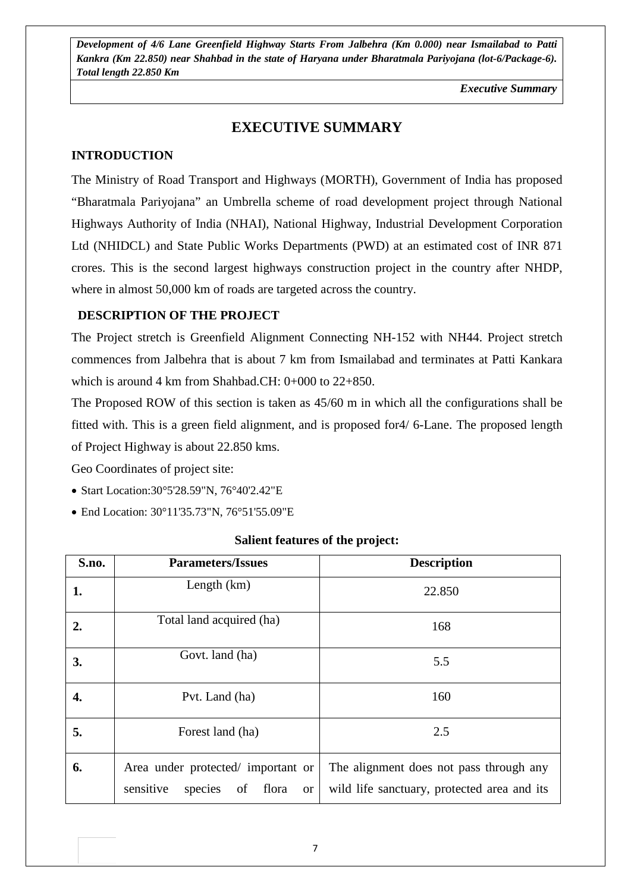# EXECUTIVE SUMMARY

## INTRODUCTION

The Ministry of Road Transport and Highways (MORTH), Government of India has proposed "Bharatmala Pariyojana" an Umbrella scheme of road development project through National Highways Authority of India (NHAI), National Highway, Industrial Development Corporation Ltd (NHIDCL) and State Public Works Departments (PWD) at an estimated cost of INR 871 crores. This is the second largest highways construction project in the country after NHDP, where in almost 50,000 km of roads are targeted across the country.

## DESCRIPTION OF THE PROJECT

The Project stretch is Greenfield Alignment Connecting NH-152 with NH44. Project stretch commences from Jalbehra that is about 7 km from Ismailabad and terminates at Patti Kankara which is around 4 km from Shahbad.CH: 0+000 to 22+850.

The Proposed ROW of this section is taken as 45/60 m in which all the configurations shall be fitted with. This is a green field alignment, and is proposed for4/ 6-Lane. The proposed length of Project Highway is about 22.850 kms.

Geo Coordinates of project site:

- Start Location:30°5'28.59"N, 76°40'2.42"E
- End Location: 30°11'35.73"N, 76°51'55.09"E

**Salient features of the project:**

| S.no. | Parameters/Issues | Description |
|---|---|---|
| **1.** | Length (km) | 22.850 |
| **2.** | Total land acquired (ha) | 168 |
| **3.** | Govt. land (ha) | 5.5 |
| **4.** | Pvt. Land (ha) | 160 |
| **5.** | Forest land (ha) | 2.5 |
| **6.** | Area under protected/ important or sensitive species of flora or | The alignment does not pass through any wild life sanctuary, protected area and its |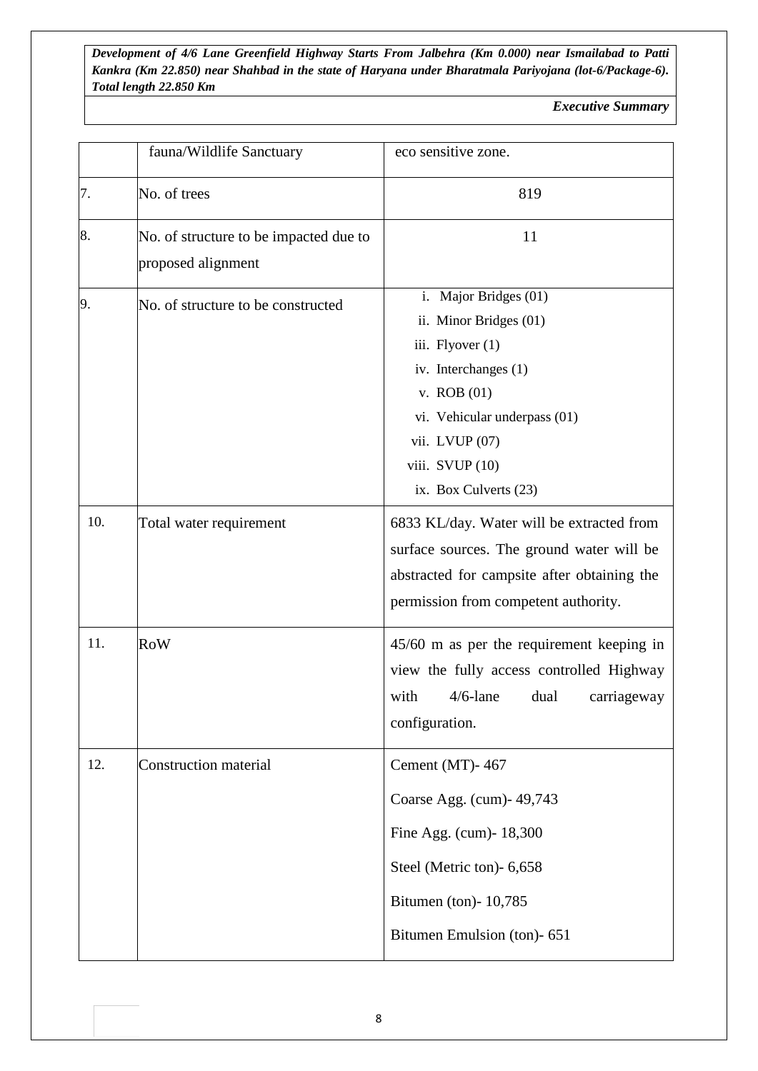|  | fauna/Wildlife Sanctuary | eco sensitive zone. |
|---|---|---|
| 7. | No. of trees | 819 |
| 8. | No. of structure to be impacted due to proposed alignment | 11 |
| 9. | No. of structure to be constructed | i. Major Bridges (01)<br>ii. Minor Bridges (01)<br>iii. Flyover (1)<br>iv. Interchanges (1)<br>v. ROB (01)<br>vi. Vehicular underpass (01)<br>vii. LVUP (07)<br>viii. SVUP (10)<br>ix. Box Culverts (23) |
| 10. | Total water requirement | 6833 KL/day. Water will be extracted from surface sources. The ground water will be abstracted for campsite after obtaining the permission from competent authority. |
| 11. | RoW | 45/60 m as per the requirement keeping in view the fully access controlled Highway with 4/6-lane dual carriageway configuration. |
| 12. | Construction material | Cement (MT)- 467<br>Coarse Agg. (cum)- 49,743<br>Fine Agg. (cum)- 18,300<br>Steel (Metric ton)- 6,658<br>Bitumen (ton)- 10,785<br>Bitumen Emulsion (ton)- 651 |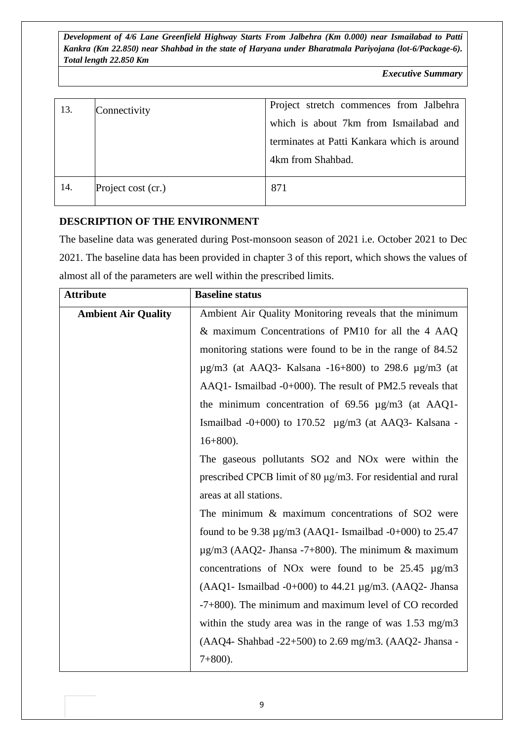| 13. | Connectivity | Project stretch commences from Jalbehra which is about 7km from Ismailabad and terminates at Patti Kankara which is around 4km from Shahbad. |
|---|---|---|
| 14. | Project cost (cr.) | 871 |

**DESCRIPTION OF THE ENVIRONMENT**

The baseline data was generated during Post-monsoon season of 2021 i.e. October 2021 to Dec 2021. The baseline data has been provided in chapter 3 of this report, which shows the values of almost all of the parameters are well within the prescribed limits.

| Attribute | Baseline status |
|---|---|
| **Ambient Air Quality** | Ambient Air Quality Monitoring reveals that the minimum & maximum Concentrations of PM10 for all the 4 AAQ monitoring stations were found to be in the range of 84.52 µg/m3 (at AAQ3- Kalsana -16+800) to 298.6 µg/m3 (at AAQ1- Ismailbad -0+000). The result of PM2.5 reveals that the minimum concentration of 69.56 µg/m3 (at AAQ1- Ismailbad -0+000) to 170.52 µg/m3 (at AAQ3- Kalsana -16+800).<br>The gaseous pollutants SO2 and NOx were within the prescribed CPCB limit of 80 µg/m3. For residential and rural areas at all stations.<br>The minimum & maximum concentrations of SO2 were found to be 9.38 µg/m3 (AAQ1- Ismailbad -0+000) to 25.47 µg/m3 (AAQ2- Jhansa -7+800). The minimum & maximum concentrations of NOx were found to be 25.45 µg/m3 (AAQ1- Ismailbad -0+000) to 44.21 µg/m3. (AAQ2- Jhansa -7+800). The minimum and maximum level of CO recorded within the study area was in the range of was 1.53 mg/m3 (AAQ4- Shahbad -22+500) to 2.69 mg/m3. (AAQ2- Jhansa -7+800). |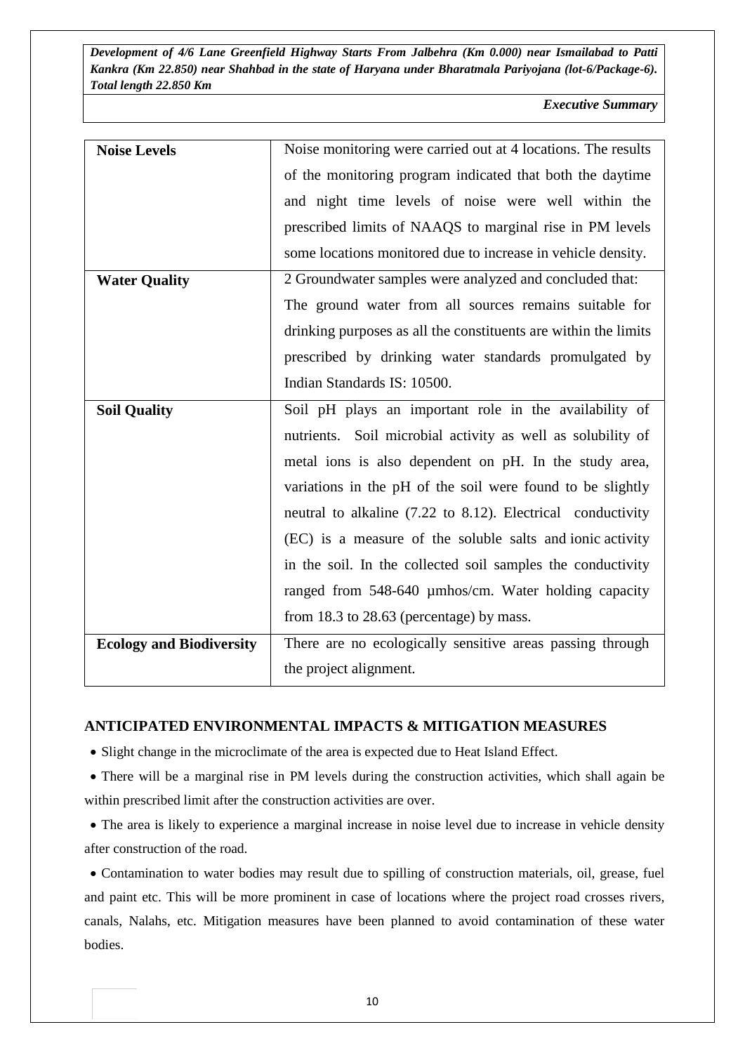| | |
|---|---|
| **Noise Levels** | Noise monitoring were carried out at 4 locations. The results of the monitoring program indicated that both the daytime and night time levels of noise were well within the prescribed limits of NAAQS to marginal rise in PM levels some locations monitored due to increase in vehicle density. |
| **Water Quality** | 2 Groundwater samples were analyzed and concluded that: The ground water from all sources remains suitable for drinking purposes as all the constituents are within the limits prescribed by drinking water standards promulgated by Indian Standards IS: 10500. |
| **Soil Quality** | Soil pH plays an important role in the availability of nutrients. Soil microbial activity as well as solubility of metal ions is also dependent on pH. In the study area, variations in the pH of the soil were found to be slightly neutral to alkaline (7.22 to 8.12). Electrical conductivity (EC) is a measure of the soluble salts and ionic activity in the soil. In the collected soil samples the conductivity ranged from 548-640 µmhos/cm. Water holding capacity from 18.3 to 28.63 (percentage) by mass. |
| **Ecology and Biodiversity** | There are no ecologically sensitive areas passing through the project alignment. |

## ANTICIPATED ENVIRONMENTAL IMPACTS & MITIGATION MEASURES

- Slight change in the microclimate of the area is expected due to Heat Island Effect.
- There will be a marginal rise in PM levels during the construction activities, which shall again be within prescribed limit after the construction activities are over.
- The area is likely to experience a marginal increase in noise level due to increase in vehicle density after construction of the road.
- Contamination to water bodies may result due to spilling of construction materials, oil, grease, fuel and paint etc. This will be more prominent in case of locations where the project road crosses rivers, canals, Nalahs, etc. Mitigation measures have been planned to avoid contamination of these water bodies.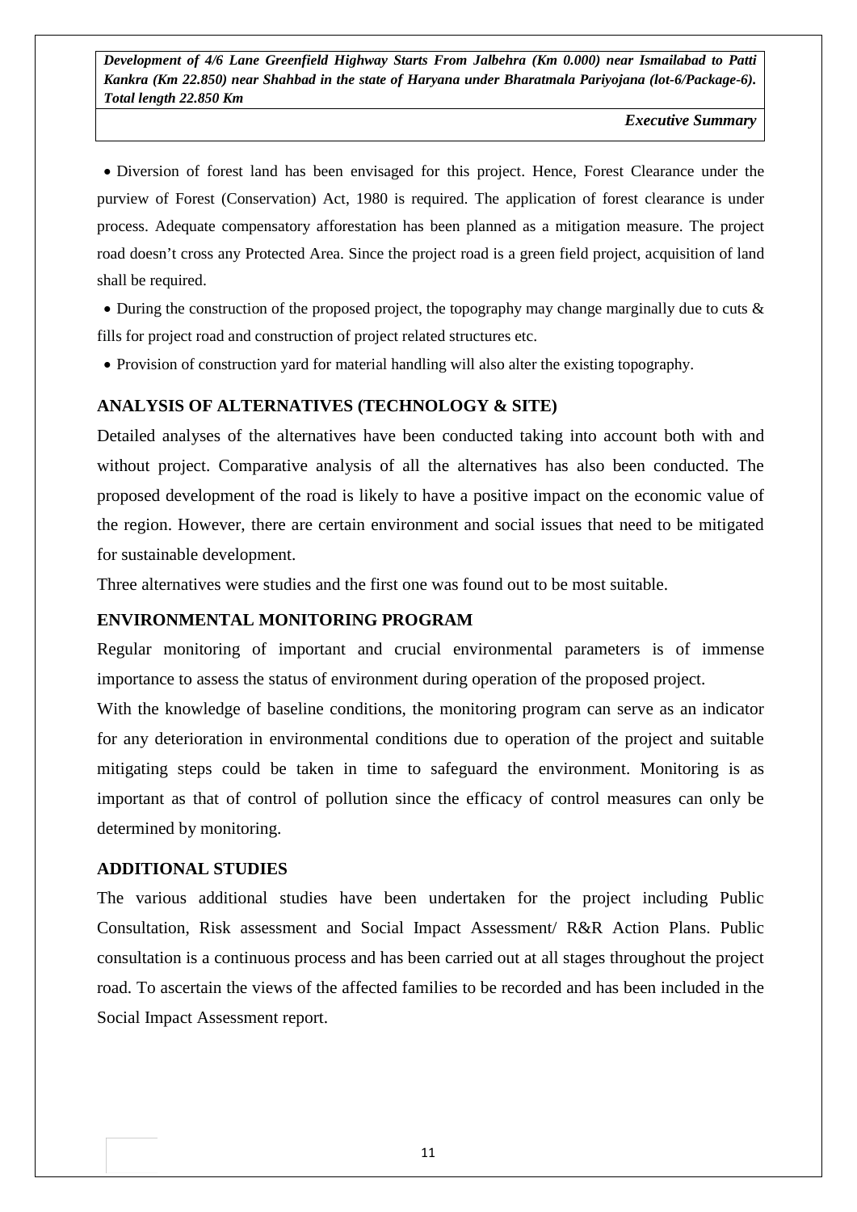- Diversion of forest land has been envisaged for this project. Hence, Forest Clearance under the purview of Forest (Conservation) Act, 1980 is required. The application of forest clearance is under process. Adequate compensatory afforestation has been planned as a mitigation measure. The project road doesn't cross any Protected Area. Since the project road is a green field project, acquisition of land shall be required.
- During the construction of the proposed project, the topography may change marginally due to cuts & fills for project road and construction of project related structures etc.
- Provision of construction yard for material handling will also alter the existing topography.

## ANALYSIS OF ALTERNATIVES (TECHNOLOGY & SITE)

Detailed analyses of the alternatives have been conducted taking into account both with and without project. Comparative analysis of all the alternatives has also been conducted. The proposed development of the road is likely to have a positive impact on the economic value of the region. However, there are certain environment and social issues that need to be mitigated for sustainable development.

Three alternatives were studies and the first one was found out to be most suitable.

## ENVIRONMENTAL MONITORING PROGRAM

Regular monitoring of important and crucial environmental parameters is of immense importance to assess the status of environment during operation of the proposed project.

With the knowledge of baseline conditions, the monitoring program can serve as an indicator for any deterioration in environmental conditions due to operation of the project and suitable mitigating steps could be taken in time to safeguard the environment. Monitoring is as important as that of control of pollution since the efficacy of control measures can only be determined by monitoring.

## ADDITIONAL STUDIES

The various additional studies have been undertaken for the project including Public Consultation, Risk assessment and Social Impact Assessment/ R&R Action Plans. Public consultation is a continuous process and has been carried out at all stages throughout the project road. To ascertain the views of the affected families to be recorded and has been included in the Social Impact Assessment report.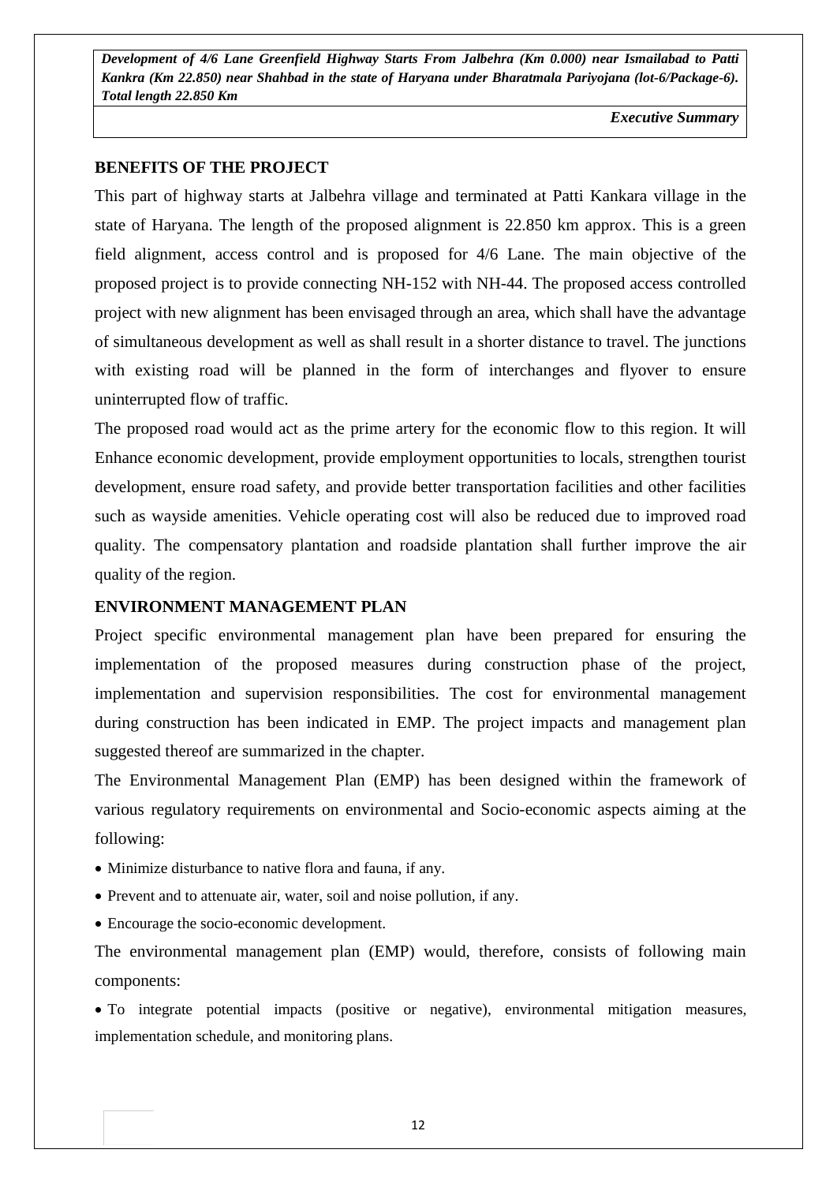## BENEFITS OF THE PROJECT

This part of highway starts at Jalbehra village and terminated at Patti Kankara village in the state of Haryana. The length of the proposed alignment is 22.850 km approx. This is a green field alignment, access control and is proposed for 4/6 Lane. The main objective of the proposed project is to provide connecting NH-152 with NH-44. The proposed access controlled project with new alignment has been envisaged through an area, which shall have the advantage of simultaneous development as well as shall result in a shorter distance to travel. The junctions with existing road will be planned in the form of interchanges and flyover to ensure uninterrupted flow of traffic.

The proposed road would act as the prime artery for the economic flow to this region. It will Enhance economic development, provide employment opportunities to locals, strengthen tourist development, ensure road safety, and provide better transportation facilities and other facilities such as wayside amenities. Vehicle operating cost will also be reduced due to improved road quality. The compensatory plantation and roadside plantation shall further improve the air quality of the region.

## ENVIRONMENT MANAGEMENT PLAN

Project specific environmental management plan have been prepared for ensuring the implementation of the proposed measures during construction phase of the project, implementation and supervision responsibilities. The cost for environmental management during construction has been indicated in EMP. The project impacts and management plan suggested thereof are summarized in the chapter.

The Environmental Management Plan (EMP) has been designed within the framework of various regulatory requirements on environmental and Socio-economic aspects aiming at the following:

- Minimize disturbance to native flora and fauna, if any.
- Prevent and to attenuate air, water, soil and noise pollution, if any.
- Encourage the socio-economic development.

The environmental management plan (EMP) would, therefore, consists of following main components:

- To integrate potential impacts (positive or negative), environmental mitigation measures, implementation schedule, and monitoring plans.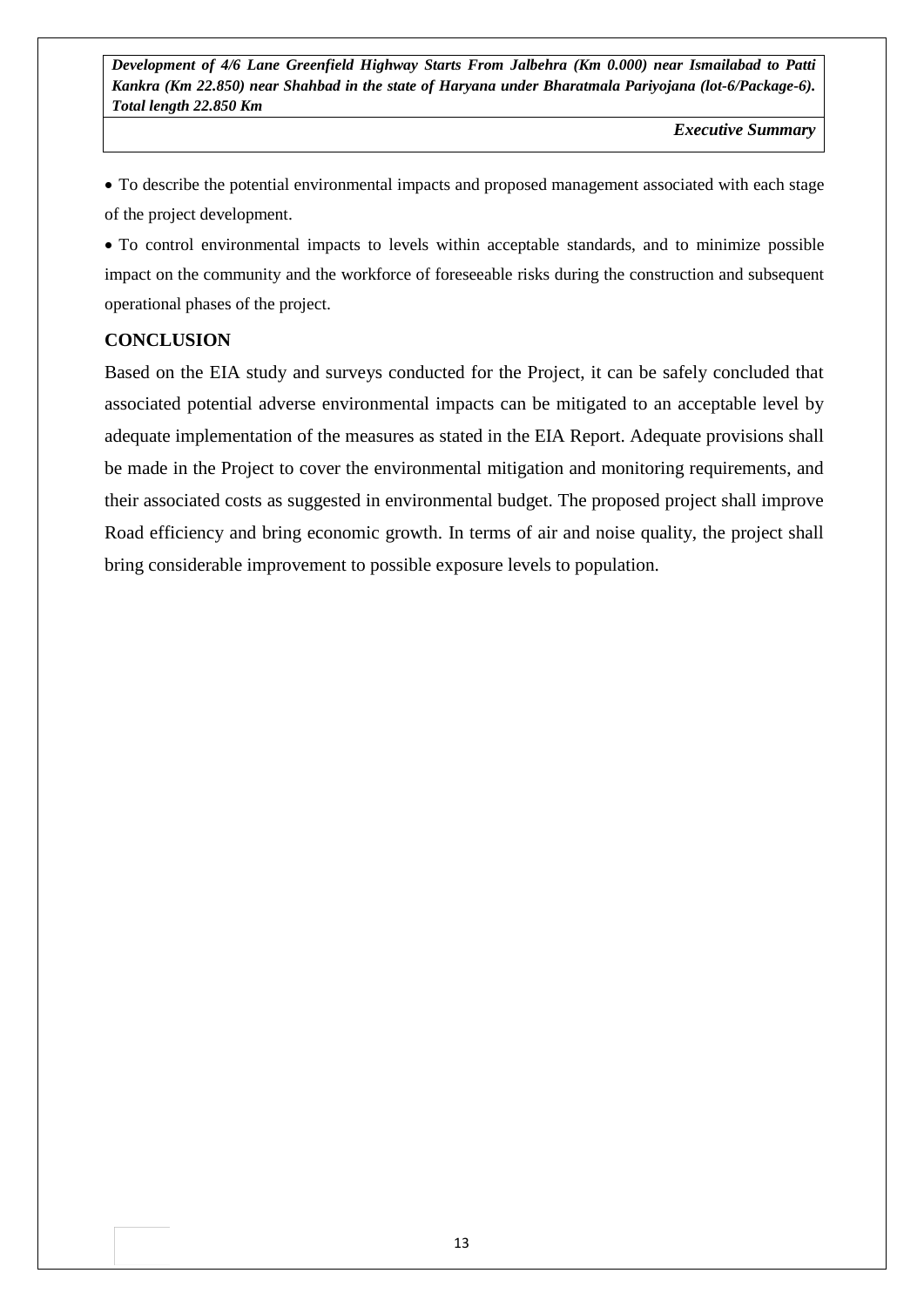- To describe the potential environmental impacts and proposed management associated with each stage of the project development.
- To control environmental impacts to levels within acceptable standards, and to minimize possible impact on the community and the workforce of foreseeable risks during the construction and subsequent operational phases of the project.

## CONCLUSION

Based on the EIA study and surveys conducted for the Project, it can be safely concluded that associated potential adverse environmental impacts can be mitigated to an acceptable level by adequate implementation of the measures as stated in the EIA Report. Adequate provisions shall be made in the Project to cover the environmental mitigation and monitoring requirements, and their associated costs as suggested in environmental budget. The proposed project shall improve Road efficiency and bring economic growth. In terms of air and noise quality, the project shall bring considerable improvement to possible exposure levels to population.